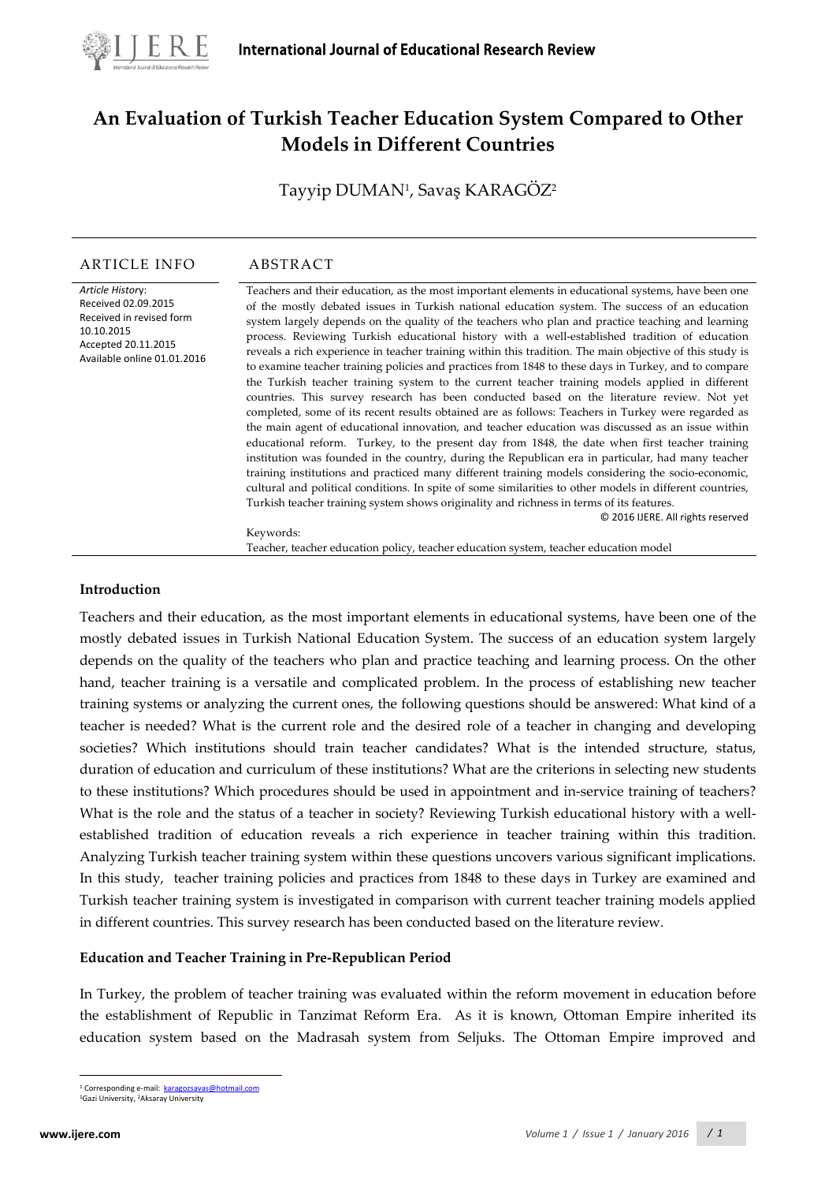# An Evaluation of Turkish Teacher Education System Compared to Other Models in Different Countries

Tayyip DUMAN[1], Savaş KARAGÖZ[2]

## ARTICLE INFO

*Article History*:
Received 02.09.2015
Received in revised form 10.10.2015
Accepted 20.11.2015
Available online 01.01.2016

## ABSTRACT

Teachers and their education, as the most important elements in educational systems, have been one of the mostly debated issues in Turkish national education system. The success of an education system largely depends on the quality of the teachers who plan and practice teaching and learning process. Reviewing Turkish educational history with a well-established tradition of education reveals a rich experience in teacher training within this tradition. The main objective of this study is to examine teacher training policies and practices from 1848 to these days in Turkey, and to compare the Turkish teacher training system to the current teacher training models applied in different countries. This survey research has been conducted based on the literature review. Not yet completed, some of its recent results obtained are as follows: Teachers in Turkey were regarded as the main agent of educational innovation, and teacher education was discussed as an issue within educational reform. Turkey, to the present day from 1848, the date when first teacher training institution was founded in the country, during the Republican era in particular, had many teacher training institutions and practiced many different training models considering the socio-economic, cultural and political conditions. In spite of some similarities to other models in different countries, Turkish teacher training system shows originality and richness in terms of its features.

© 2016 IJERE. All rights reserved

Keywords:
Teacher, teacher education policy, teacher education system, teacher education model

## Introduction

Teachers and their education, as the most important elements in educational systems, have been one of the mostly debated issues in Turkish National Education System. The success of an education system largely depends on the quality of the teachers who plan and practice teaching and learning process. On the other hand, teacher training is a versatile and complicated problem. In the process of establishing new teacher training systems or analyzing the current ones, the following questions should be answered: What kind of a teacher is needed? What is the current role and the desired role of a teacher in changing and developing societies? Which institutions should train teacher candidates? What is the intended structure, status, duration of education and curriculum of these institutions? What are the criterions in selecting new students to these institutions? Which procedures should be used in appointment and in-service training of teachers? What is the role and the status of a teacher in society? Reviewing Turkish educational history with a well-established tradition of education reveals a rich experience in teacher training within this tradition. Analyzing Turkish teacher training system within these questions uncovers various significant implications. In this study, teacher training policies and practices from 1848 to these days in Turkey are examined and Turkish teacher training system is investigated in comparison with current teacher training models applied in different countries. This survey research has been conducted based on the literature review.

## Education and Teacher Training in Pre-Republican Period

In Turkey, the problem of teacher training was evaluated within the reform movement in education before the establishment of Republic in Tanzimat Reform Era. As it is known, Ottoman Empire inherited its education system based on the Madrasah system from Seljuks. The Ottoman Empire improved and

[1] Corresponding e-mail: karagozsavas@hotmail.com
[1]Gazi University, [2]Aksaray University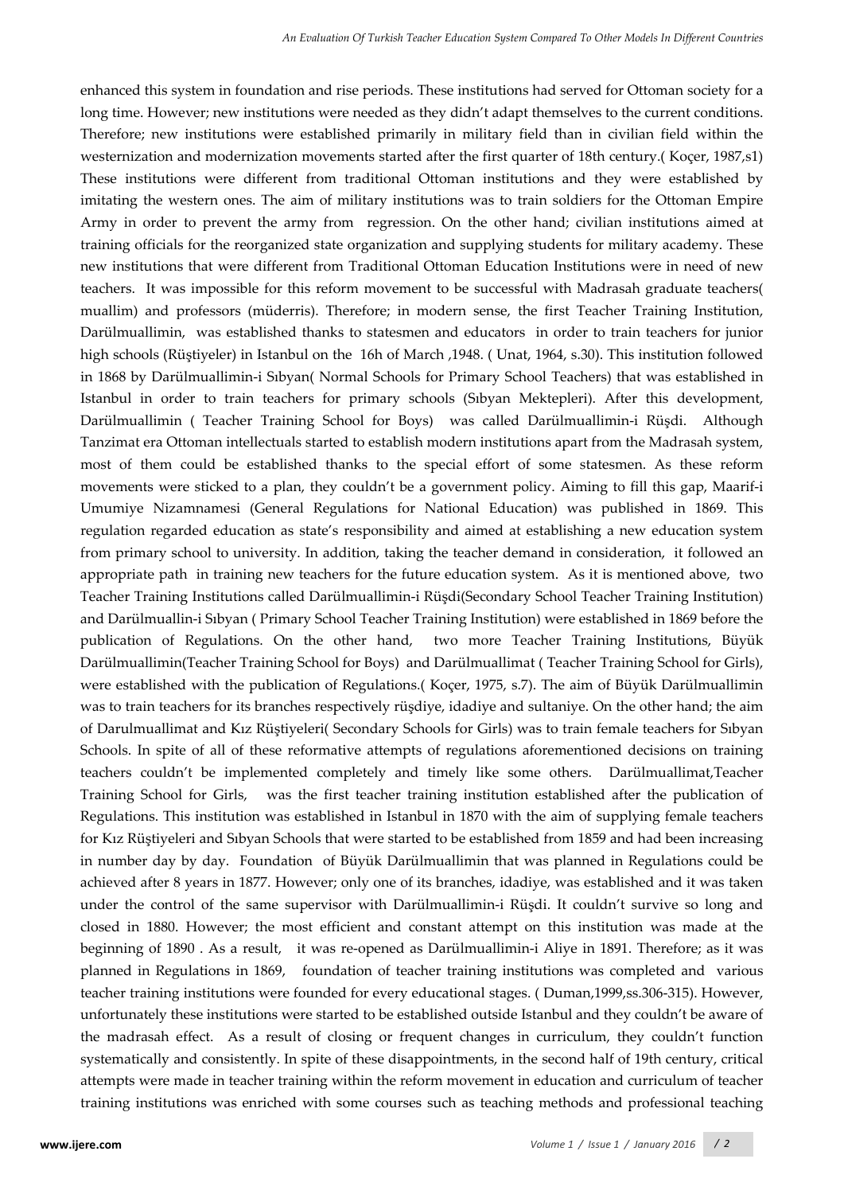enhanced this system in foundation and rise periods. These institutions had served for Ottoman society for a long time. However; new institutions were needed as they didn't adapt themselves to the current conditions. Therefore; new institutions were established primarily in military field than in civilian field within the westernization and modernization movements started after the first quarter of 18th century.( Koçer, 1987,s1) These institutions were different from traditional Ottoman institutions and they were established by imitating the western ones. The aim of military institutions was to train soldiers for the Ottoman Empire Army in order to prevent the army from regression. On the other hand; civilian institutions aimed at training officials for the reorganized state organization and supplying students for military academy. These new institutions that were different from Traditional Ottoman Education Institutions were in need of new teachers. It was impossible for this reform movement to be successful with Madrasah graduate teachers( muallim) and professors (müderris). Therefore; in modern sense, the first Teacher Training Institution, Darülmuallimin, was established thanks to statesmen and educators in order to train teachers for junior high schools (Rüştiyeler) in Istanbul on the 16h of March ,1948. ( Unat, 1964, s.30). This institution followed in 1868 by Darülmuallimin-i Sıbyan( Normal Schools for Primary School Teachers) that was established in Istanbul in order to train teachers for primary schools (Sıbyan Mektepleri). After this development, Darülmuallimin ( Teacher Training School for Boys) was called Darülmuallimin-i Rüşdi. Although Tanzimat era Ottoman intellectuals started to establish modern institutions apart from the Madrasah system, most of them could be established thanks to the special effort of some statesmen. As these reform movements were sticked to a plan, they couldn't be a government policy. Aiming to fill this gap, Maarif-i Umumiye Nizamnamesi (General Regulations for National Education) was published in 1869. This regulation regarded education as state's responsibility and aimed at establishing a new education system from primary school to university. In addition, taking the teacher demand in consideration, it followed an appropriate path in training new teachers for the future education system. As it is mentioned above, two Teacher Training Institutions called Darülmuallimin-i Rüşdi(Secondary School Teacher Training Institution) and Darülmuallin-i Sıbyan ( Primary School Teacher Training Institution) were established in 1869 before the publication of Regulations. On the other hand, two more Teacher Training Institutions, Büyük Darülmuallimin(Teacher Training School for Boys) and Darülmuallimat ( Teacher Training School for Girls), were established with the publication of Regulations.( Koçer, 1975, s.7). The aim of Büyük Darülmuallimin was to train teachers for its branches respectively rüşdiye, idadiye and sultaniye. On the other hand; the aim of Darulmuallimat and Kız Rüştiyeleri( Secondary Schools for Girls) was to train female teachers for Sıbyan Schools. In spite of all of these reformative attempts of regulations aforementioned decisions on training teachers couldn't be implemented completely and timely like some others. Darülmuallimat,Teacher Training School for Girls, was the first teacher training institution established after the publication of Regulations. This institution was established in Istanbul in 1870 with the aim of supplying female teachers for Kız Rüştiyeleri and Sıbyan Schools that were started to be established from 1859 and had been increasing in number day by day. Foundation of Büyük Darülmuallimin that was planned in Regulations could be achieved after 8 years in 1877. However; only one of its branches, idadiye, was established and it was taken under the control of the same supervisor with Darülmuallimin-i Rüşdi. It couldn't survive so long and closed in 1880. However; the most efficient and constant attempt on this institution was made at the beginning of 1890 . As a result, it was re-opened as Darülmuallimin-i Aliye in 1891. Therefore; as it was planned in Regulations in 1869, foundation of teacher training institutions was completed and various teacher training institutions were founded for every educational stages. ( Duman,1999,ss.306-315). However, unfortunately these institutions were started to be established outside Istanbul and they couldn't be aware of the madrasah effect. As a result of closing or frequent changes in curriculum, they couldn't function systematically and consistently. In spite of these disappointments, in the second half of 19th century, critical attempts were made in teacher training within the reform movement in education and curriculum of teacher training institutions was enriched with some courses such as teaching methods and professional teaching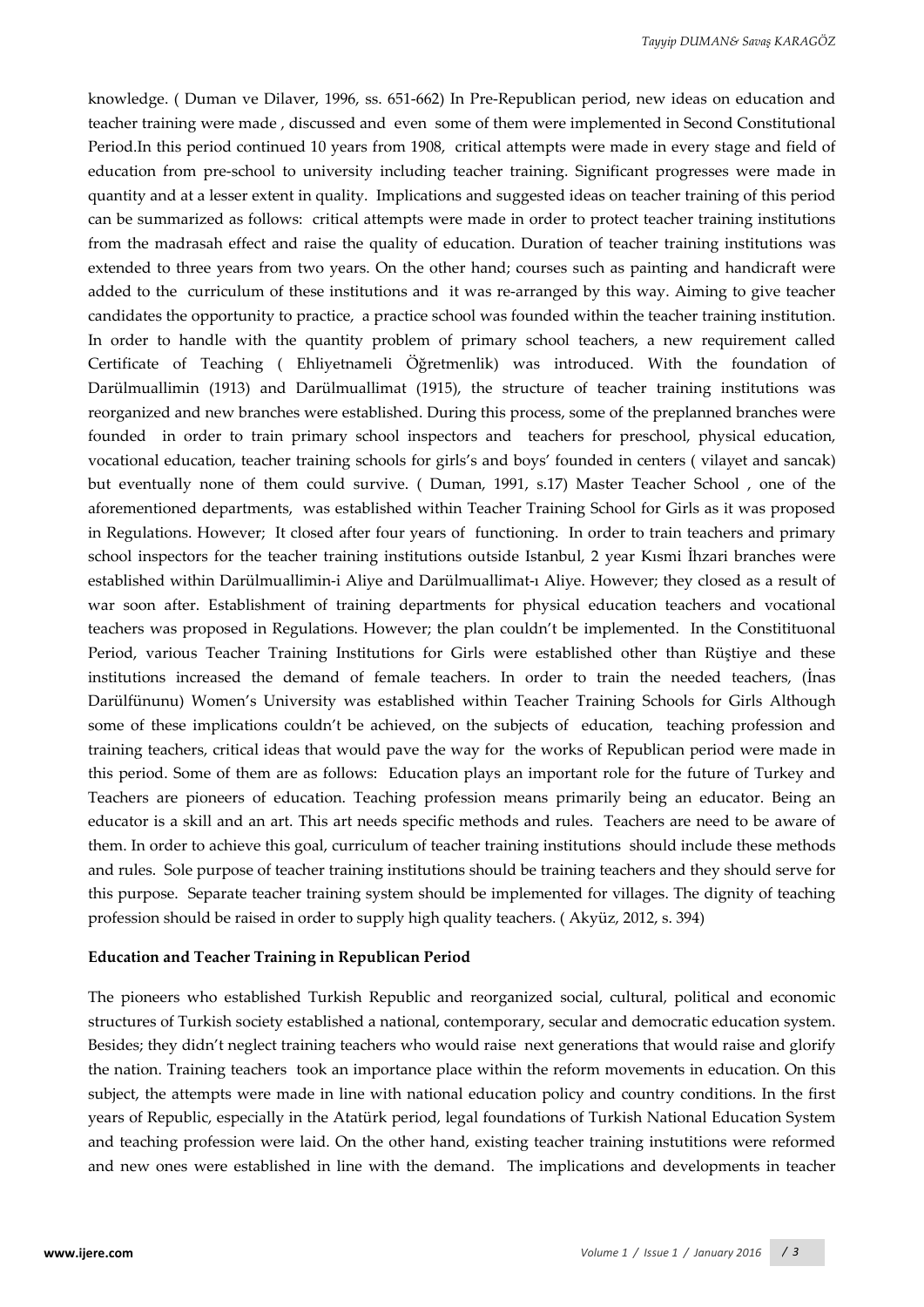knowledge. ( Duman ve Dilaver, 1996, ss. 651-662) In Pre-Republican period, new ideas on education and teacher training were made , discussed and even some of them were implemented in Second Constitutional Period.In this period continued 10 years from 1908, critical attempts were made in every stage and field of education from pre-school to university including teacher training. Significant progresses were made in quantity and at a lesser extent in quality. Implications and suggested ideas on teacher training of this period can be summarized as follows: critical attempts were made in order to protect teacher training institutions from the madrasah effect and raise the quality of education. Duration of teacher training institutions was extended to three years from two years. On the other hand; courses such as painting and handicraft were added to the curriculum of these institutions and it was re-arranged by this way. Aiming to give teacher candidates the opportunity to practice, a practice school was founded within the teacher training institution. In order to handle with the quantity problem of primary school teachers, a new requirement called Certificate of Teaching ( Ehliyetnameli Öğretmenlik) was introduced. With the foundation of Darülmuallimin (1913) and Darülmuallimat (1915), the structure of teacher training institutions was reorganized and new branches were established. During this process, some of the preplanned branches were founded in order to train primary school inspectors and teachers for preschool, physical education, vocational education, teacher training schools for girls's and boys' founded in centers ( vilayet and sancak) but eventually none of them could survive. ( Duman, 1991, s.17) Master Teacher School , one of the aforementioned departments, was established within Teacher Training School for Girls as it was proposed in Regulations. However; It closed after four years of functioning. In order to train teachers and primary school inspectors for the teacher training institutions outside Istanbul, 2 year Kısmi İhzari branches were established within Darülmuallimin-i Aliye and Darülmuallimat-ı Aliye. However; they closed as a result of war soon after. Establishment of training departments for physical education teachers and vocational teachers was proposed in Regulations. However; the plan couldn't be implemented. In the Constitituonal Period, various Teacher Training Institutions for Girls were established other than Rüştiye and these institutions increased the demand of female teachers. In order to train the needed teachers, (İnas Darülfünunu) Women's University was established within Teacher Training Schools for Girls Although some of these implications couldn't be achieved, on the subjects of education, teaching profession and training teachers, critical ideas that would pave the way for the works of Republican period were made in this period. Some of them are as follows: Education plays an important role for the future of Turkey and Teachers are pioneers of education. Teaching profession means primarily being an educator. Being an educator is a skill and an art. This art needs specific methods and rules. Teachers are need to be aware of them. In order to achieve this goal, curriculum of teacher training institutions should include these methods and rules. Sole purpose of teacher training institutions should be training teachers and they should serve for this purpose. Separate teacher training system should be implemented for villages. The dignity of teaching profession should be raised in order to supply high quality teachers. ( Akyüz, 2012, s. 394)

**Education and Teacher Training in Republican Period**

The pioneers who established Turkish Republic and reorganized social, cultural, political and economic structures of Turkish society established a national, contemporary, secular and democratic education system. Besides; they didn't neglect training teachers who would raise next generations that would raise and glorify the nation. Training teachers took an importance place within the reform movements in education. On this subject, the attempts were made in line with national education policy and country conditions. In the first years of Republic, especially in the Atatürk period, legal foundations of Turkish National Education System and teaching profession were laid. On the other hand, existing teacher training instutitions were reformed and new ones were established in line with the demand. The implications and developments in teacher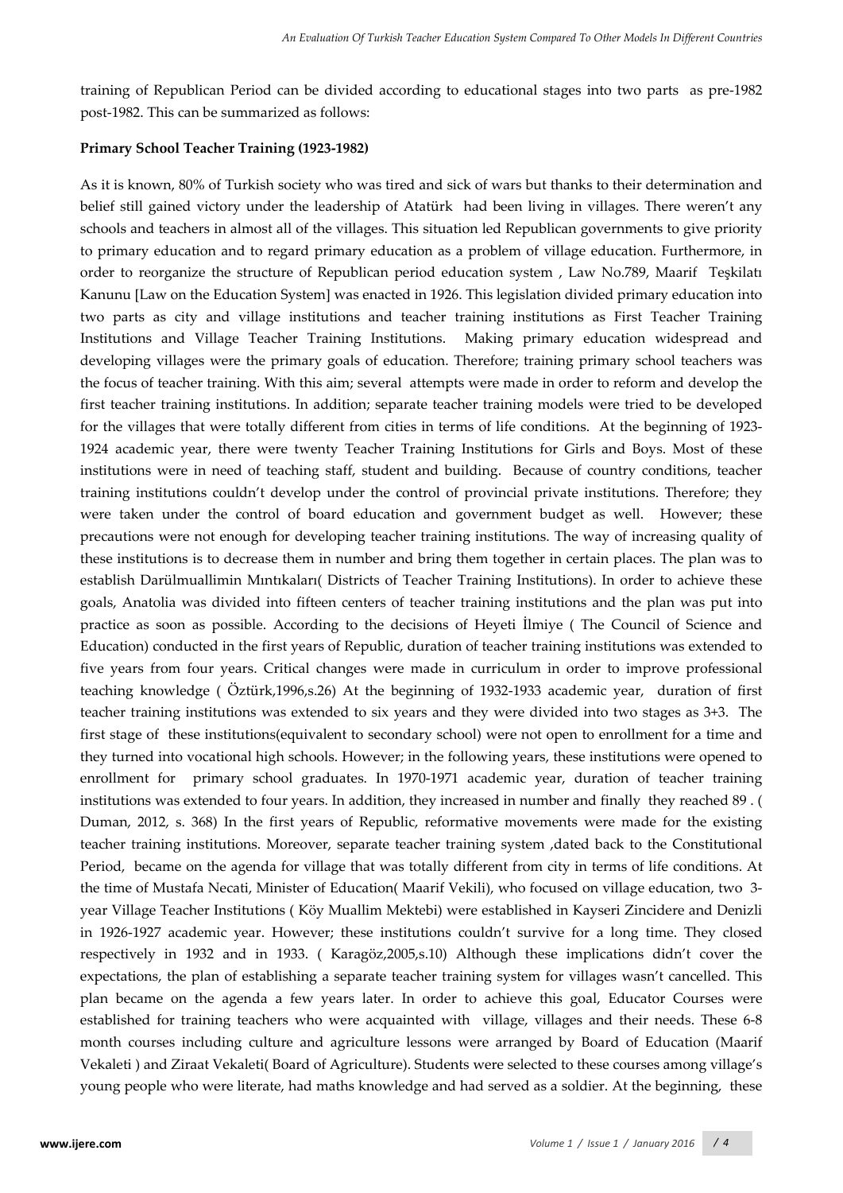training of Republican Period can be divided according to educational stages into two parts as pre-1982 post-1982. This can be summarized as follows:

**Primary School Teacher Training (1923-1982)**

As it is known, 80% of Turkish society who was tired and sick of wars but thanks to their determination and belief still gained victory under the leadership of Atatürk had been living in villages. There weren't any schools and teachers in almost all of the villages. This situation led Republican governments to give priority to primary education and to regard primary education as a problem of village education. Furthermore, in order to reorganize the structure of Republican period education system , Law No.789, Maarif Teşkilatı Kanunu [Law on the Education System] was enacted in 1926. This legislation divided primary education into two parts as city and village institutions and teacher training institutions as First Teacher Training Institutions and Village Teacher Training Institutions. Making primary education widespread and developing villages were the primary goals of education. Therefore; training primary school teachers was the focus of teacher training. With this aim; several attempts were made in order to reform and develop the first teacher training institutions. In addition; separate teacher training models were tried to be developed for the villages that were totally different from cities in terms of life conditions. At the beginning of 1923-1924 academic year, there were twenty Teacher Training Institutions for Girls and Boys. Most of these institutions were in need of teaching staff, student and building. Because of country conditions, teacher training institutions couldn't develop under the control of provincial private institutions. Therefore; they were taken under the control of board education and government budget as well. However; these precautions were not enough for developing teacher training institutions. The way of increasing quality of these institutions is to decrease them in number and bring them together in certain places. The plan was to establish Darülmuallimin Mıntıkaları( Districts of Teacher Training Institutions). In order to achieve these goals, Anatolia was divided into fifteen centers of teacher training institutions and the plan was put into practice as soon as possible. According to the decisions of Heyeti İlmiye ( The Council of Science and Education) conducted in the first years of Republic, duration of teacher training institutions was extended to five years from four years. Critical changes were made in curriculum in order to improve professional teaching knowledge ( Öztürk,1996,s.26) At the beginning of 1932-1933 academic year, duration of first teacher training institutions was extended to six years and they were divided into two stages as 3+3. The first stage of these institutions(equivalent to secondary school) were not open to enrollment for a time and they turned into vocational high schools. However; in the following years, these institutions were opened to enrollment for primary school graduates. In 1970-1971 academic year, duration of teacher training institutions was extended to four years. In addition, they increased in number and finally they reached 89 . ( Duman, 2012, s. 368) In the first years of Republic, reformative movements were made for the existing teacher training institutions. Moreover, separate teacher training system ,dated back to the Constitutional Period, became on the agenda for village that was totally different from city in terms of life conditions. At the time of Mustafa Necati, Minister of Education( Maarif Vekili), who focused on village education, two 3-year Village Teacher Institutions ( Köy Muallim Mektebi) were established in Kayseri Zincidere and Denizli in 1926-1927 academic year. However; these institutions couldn't survive for a long time. They closed respectively in 1932 and in 1933. ( Karagöz,2005,s.10) Although these implications didn't cover the expectations, the plan of establishing a separate teacher training system for villages wasn't cancelled. This plan became on the agenda a few years later. In order to achieve this goal, Educator Courses were established for training teachers who were acquainted with village, villages and their needs. These 6-8 month courses including culture and agriculture lessons were arranged by Board of Education (Maarif Vekaleti ) and Ziraat Vekaleti( Board of Agriculture). Students were selected to these courses among village's young people who were literate, had maths knowledge and had served as a soldier. At the beginning, these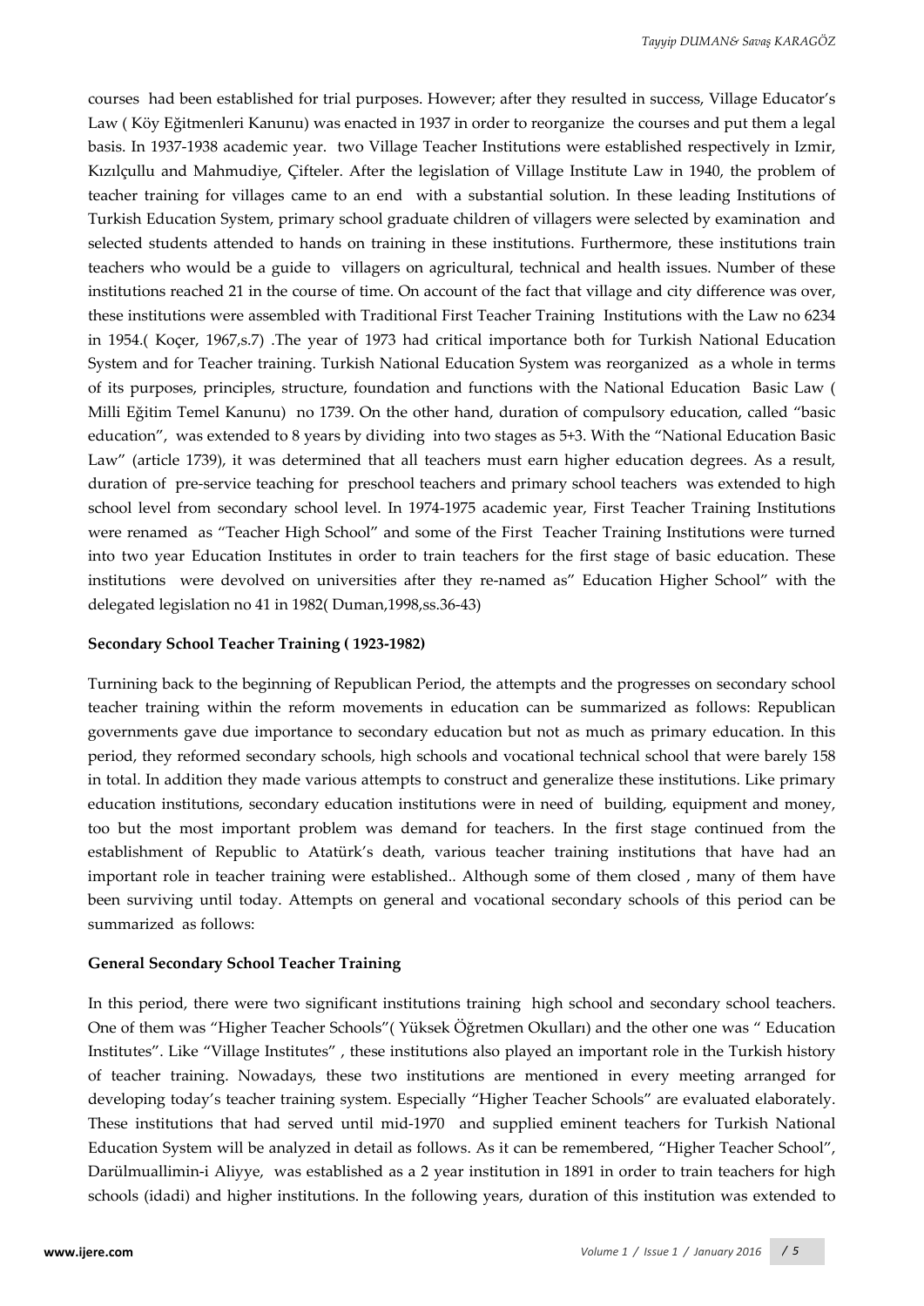courses had been established for trial purposes. However; after they resulted in success, Village Educator's Law ( Köy Eğitmenleri Kanunu) was enacted in 1937 in order to reorganize the courses and put them a legal basis. In 1937-1938 academic year. two Village Teacher Institutions were established respectively in Izmir, Kızılçullu and Mahmudiye, Çifteler. After the legislation of Village Institute Law in 1940, the problem of teacher training for villages came to an end with a substantial solution. In these leading Institutions of Turkish Education System, primary school graduate children of villagers were selected by examination and selected students attended to hands on training in these institutions. Furthermore, these institutions train teachers who would be a guide to villagers on agricultural, technical and health issues. Number of these institutions reached 21 in the course of time. On account of the fact that village and city difference was over, these institutions were assembled with Traditional First Teacher Training Institutions with the Law no 6234 in 1954.( Koçer, 1967,s.7) .The year of 1973 had critical importance both for Turkish National Education System and for Teacher training. Turkish National Education System was reorganized as a whole in terms of its purposes, principles, structure, foundation and functions with the National Education Basic Law ( Milli Eğitim Temel Kanunu) no 1739. On the other hand, duration of compulsory education, called "basic education", was extended to 8 years by dividing into two stages as 5+3. With the "National Education Basic Law" (article 1739), it was determined that all teachers must earn higher education degrees. As a result, duration of pre-service teaching for preschool teachers and primary school teachers was extended to high school level from secondary school level. In 1974-1975 academic year, First Teacher Training Institutions were renamed as "Teacher High School" and some of the First Teacher Training Institutions were turned into two year Education Institutes in order to train teachers for the first stage of basic education. These institutions were devolved on universities after they re-named as" Education Higher School" with the delegated legislation no 41 in 1982( Duman,1998,ss.36-43)

**Secondary School Teacher Training ( 1923-1982)**

Turnining back to the beginning of Republican Period, the attempts and the progresses on secondary school teacher training within the reform movements in education can be summarized as follows: Republican governments gave due importance to secondary education but not as much as primary education. In this period, they reformed secondary schools, high schools and vocational technical school that were barely 158 in total. In addition they made various attempts to construct and generalize these institutions. Like primary education institutions, secondary education institutions were in need of building, equipment and money, too but the most important problem was demand for teachers. In the first stage continued from the establishment of Republic to Atatürk's death, various teacher training institutions that have had an important role in teacher training were established.. Although some of them closed , many of them have been surviving until today. Attempts on general and vocational secondary schools of this period can be summarized as follows:

**General Secondary School Teacher Training**

In this period, there were two significant institutions training high school and secondary school teachers. One of them was "Higher Teacher Schools"( Yüksek Öğretmen Okulları) and the other one was " Education Institutes". Like "Village Institutes" , these institutions also played an important role in the Turkish history of teacher training. Nowadays, these two institutions are mentioned in every meeting arranged for developing today's teacher training system. Especially "Higher Teacher Schools" are evaluated elaborately. These institutions that had served until mid-1970 and supplied eminent teachers for Turkish National Education System will be analyzed in detail as follows. As it can be remembered, "Higher Teacher School", Darülmuallimin-i Aliyye, was established as a 2 year institution in 1891 in order to train teachers for high schools (idadi) and higher institutions. In the following years, duration of this institution was extended to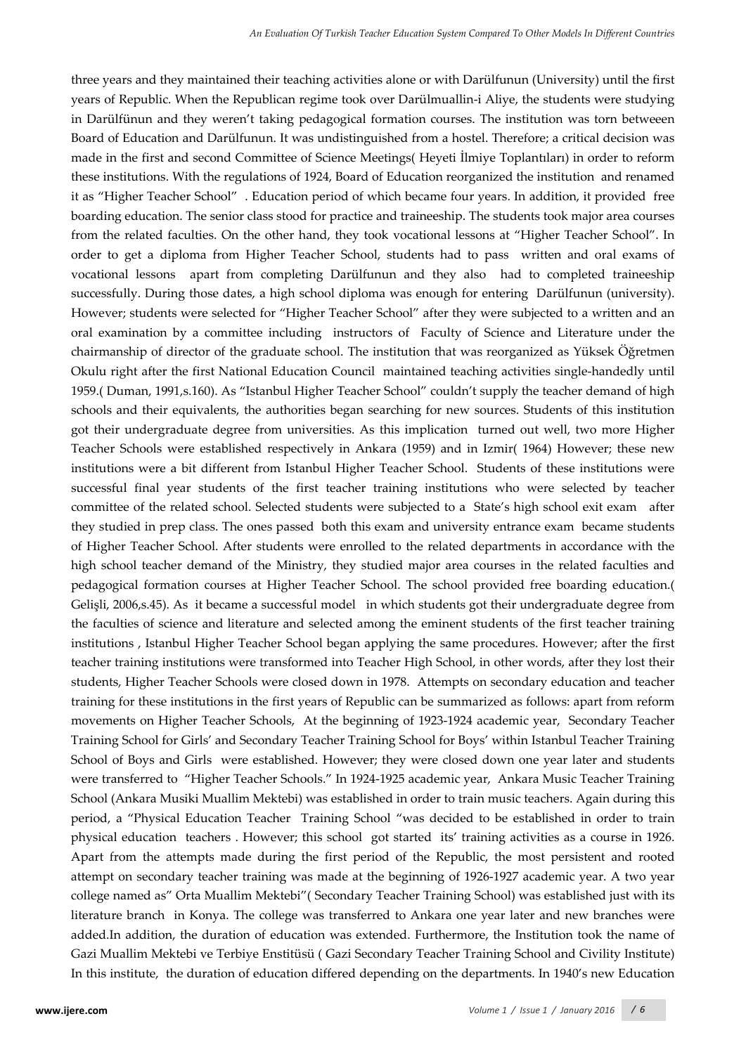three years and they maintained their teaching activities alone or with Darülfunun (University) until the first years of Republic. When the Republican regime took over Darülmuallin-i Aliye, the students were studying in Darülfünun and they weren't taking pedagogical formation courses. The institution was torn betweeen Board of Education and Darülfunun. It was undistinguished from a hostel. Therefore; a critical decision was made in the first and second Committee of Science Meetings( Heyeti İlmiye Toplantıları) in order to reform these institutions. With the regulations of 1924, Board of Education reorganized the institution and renamed it as "Higher Teacher School" . Education period of which became four years. In addition, it provided free boarding education. The senior class stood for practice and traineeship. The students took major area courses from the related faculties. On the other hand, they took vocational lessons at "Higher Teacher School". In order to get a diploma from Higher Teacher School, students had to pass written and oral exams of vocational lessons apart from completing Darülfunun and they also had to completed traineeship successfully. During those dates, a high school diploma was enough for entering Darülfunun (university). However; students were selected for "Higher Teacher School" after they were subjected to a written and an oral examination by a committee including instructors of Faculty of Science and Literature under the chairmanship of director of the graduate school. The institution that was reorganized as Yüksek Öğretmen Okulu right after the first National Education Council maintained teaching activities single-handedly until 1959.( Duman, 1991,s.160). As "Istanbul Higher Teacher School" couldn't supply the teacher demand of high schools and their equivalents, the authorities began searching for new sources. Students of this institution got their undergraduate degree from universities. As this implication turned out well, two more Higher Teacher Schools were established respectively in Ankara (1959) and in Izmir( 1964) However; these new institutions were a bit different from Istanbul Higher Teacher School. Students of these institutions were successful final year students of the first teacher training institutions who were selected by teacher committee of the related school. Selected students were subjected to a State's high school exit exam after they studied in prep class. The ones passed both this exam and university entrance exam became students of Higher Teacher School. After students were enrolled to the related departments in accordance with the high school teacher demand of the Ministry, they studied major area courses in the related faculties and pedagogical formation courses at Higher Teacher School. The school provided free boarding education.( Gelişli, 2006,s.45). As it became a successful model in which students got their undergraduate degree from the faculties of science and literature and selected among the eminent students of the first teacher training institutions , Istanbul Higher Teacher School began applying the same procedures. However; after the first teacher training institutions were transformed into Teacher High School, in other words, after they lost their students, Higher Teacher Schools were closed down in 1978. Attempts on secondary education and teacher training for these institutions in the first years of Republic can be summarized as follows: apart from reform movements on Higher Teacher Schools, At the beginning of 1923-1924 academic year, Secondary Teacher Training School for Girls' and Secondary Teacher Training School for Boys' within Istanbul Teacher Training School of Boys and Girls were established. However; they were closed down one year later and students were transferred to "Higher Teacher Schools." In 1924-1925 academic year, Ankara Music Teacher Training School (Ankara Musiki Muallim Mektebi) was established in order to train music teachers. Again during this period, a "Physical Education Teacher Training School "was decided to be established in order to train physical education teachers . However; this school got started its' training activities as a course in 1926. Apart from the attempts made during the first period of the Republic, the most persistent and rooted attempt on secondary teacher training was made at the beginning of 1926-1927 academic year. A two year college named as" Orta Muallim Mektebi"( Secondary Teacher Training School) was established just with its literature branch in Konya. The college was transferred to Ankara one year later and new branches were added.In addition, the duration of education was extended. Furthermore, the Institution took the name of Gazi Muallim Mektebi ve Terbiye Enstitüsü ( Gazi Secondary Teacher Training School and Civility Institute) In this institute, the duration of education differed depending on the departments. In 1940's new Education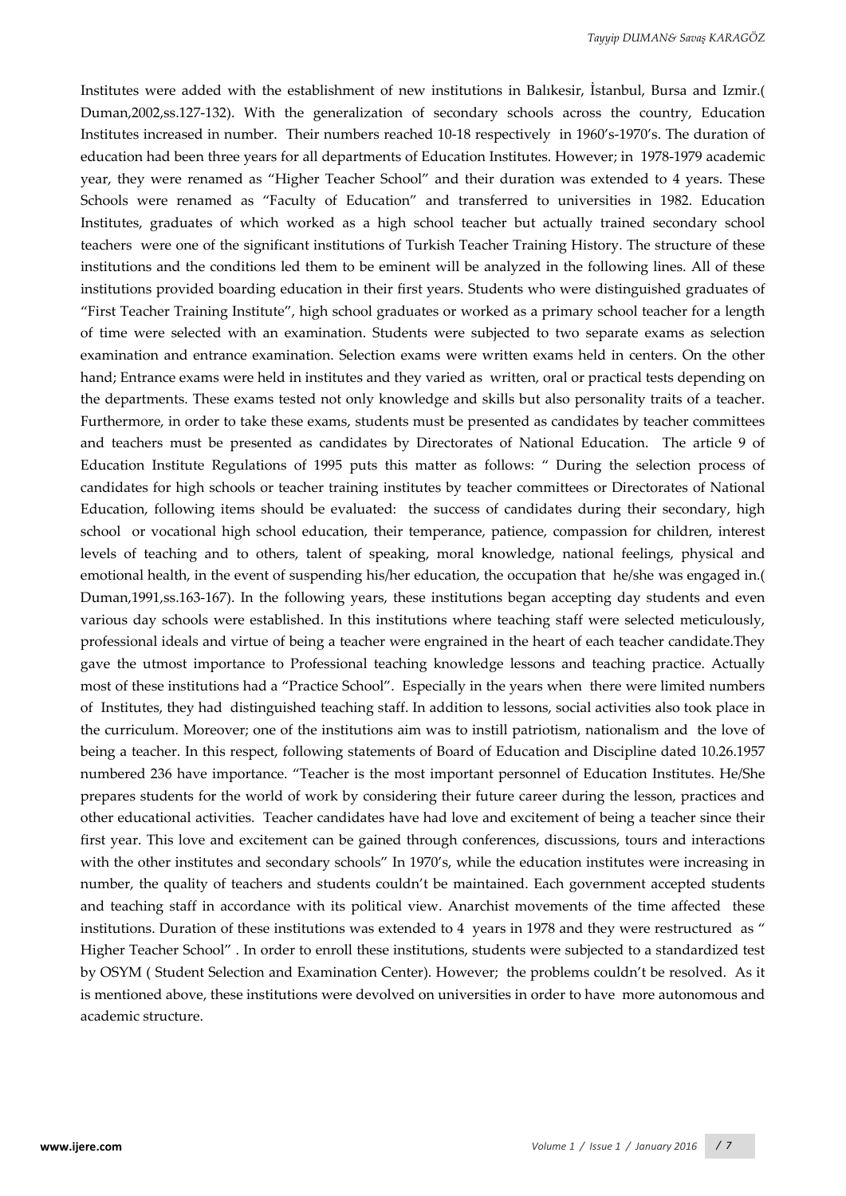Institutes were added with the establishment of new institutions in Balıkesir, İstanbul, Bursa and Izmir.( Duman,2002,ss.127-132). With the generalization of secondary schools across the country, Education Institutes increased in number. Their numbers reached 10-18 respectively in 1960's-1970's. The duration of education had been three years for all departments of Education Institutes. However; in 1978-1979 academic year, they were renamed as "Higher Teacher School" and their duration was extended to 4 years. These Schools were renamed as "Faculty of Education" and transferred to universities in 1982. Education Institutes, graduates of which worked as a high school teacher but actually trained secondary school teachers were one of the significant institutions of Turkish Teacher Training History. The structure of these institutions and the conditions led them to be eminent will be analyzed in the following lines. All of these institutions provided boarding education in their first years. Students who were distinguished graduates of "First Teacher Training Institute", high school graduates or worked as a primary school teacher for a length of time were selected with an examination. Students were subjected to two separate exams as selection examination and entrance examination. Selection exams were written exams held in centers. On the other hand; Entrance exams were held in institutes and they varied as written, oral or practical tests depending on the departments. These exams tested not only knowledge and skills but also personality traits of a teacher. Furthermore, in order to take these exams, students must be presented as candidates by teacher committees and teachers must be presented as candidates by Directorates of National Education. The article 9 of Education Institute Regulations of 1995 puts this matter as follows: " During the selection process of candidates for high schools or teacher training institutes by teacher committees or Directorates of National Education, following items should be evaluated: the success of candidates during their secondary, high school or vocational high school education, their temperance, patience, compassion for children, interest levels of teaching and to others, talent of speaking, moral knowledge, national feelings, physical and emotional health, in the event of suspending his/her education, the occupation that he/she was engaged in.( Duman,1991,ss.163-167). In the following years, these institutions began accepting day students and even various day schools were established. In this institutions where teaching staff were selected meticulously, professional ideals and virtue of being a teacher were engrained in the heart of each teacher candidate.They gave the utmost importance to Professional teaching knowledge lessons and teaching practice. Actually most of these institutions had a "Practice School". Especially in the years when there were limited numbers of Institutes, they had distinguished teaching staff. In addition to lessons, social activities also took place in the curriculum. Moreover; one of the institutions aim was to instill patriotism, nationalism and the love of being a teacher. In this respect, following statements of Board of Education and Discipline dated 10.26.1957 numbered 236 have importance. "Teacher is the most important personnel of Education Institutes. He/She prepares students for the world of work by considering their future career during the lesson, practices and other educational activities. Teacher candidates have had love and excitement of being a teacher since their first year. This love and excitement can be gained through conferences, discussions, tours and interactions with the other institutes and secondary schools" In 1970's, while the education institutes were increasing in number, the quality of teachers and students couldn't be maintained. Each government accepted students and teaching staff in accordance with its political view. Anarchist movements of the time affected these institutions. Duration of these institutions was extended to 4 years in 1978 and they were restructured as " Higher Teacher School" . In order to enroll these institutions, students were subjected to a standardized test by OSYM ( Student Selection and Examination Center). However; the problems couldn't be resolved. As it is mentioned above, these institutions were devolved on universities in order to have more autonomous and academic structure.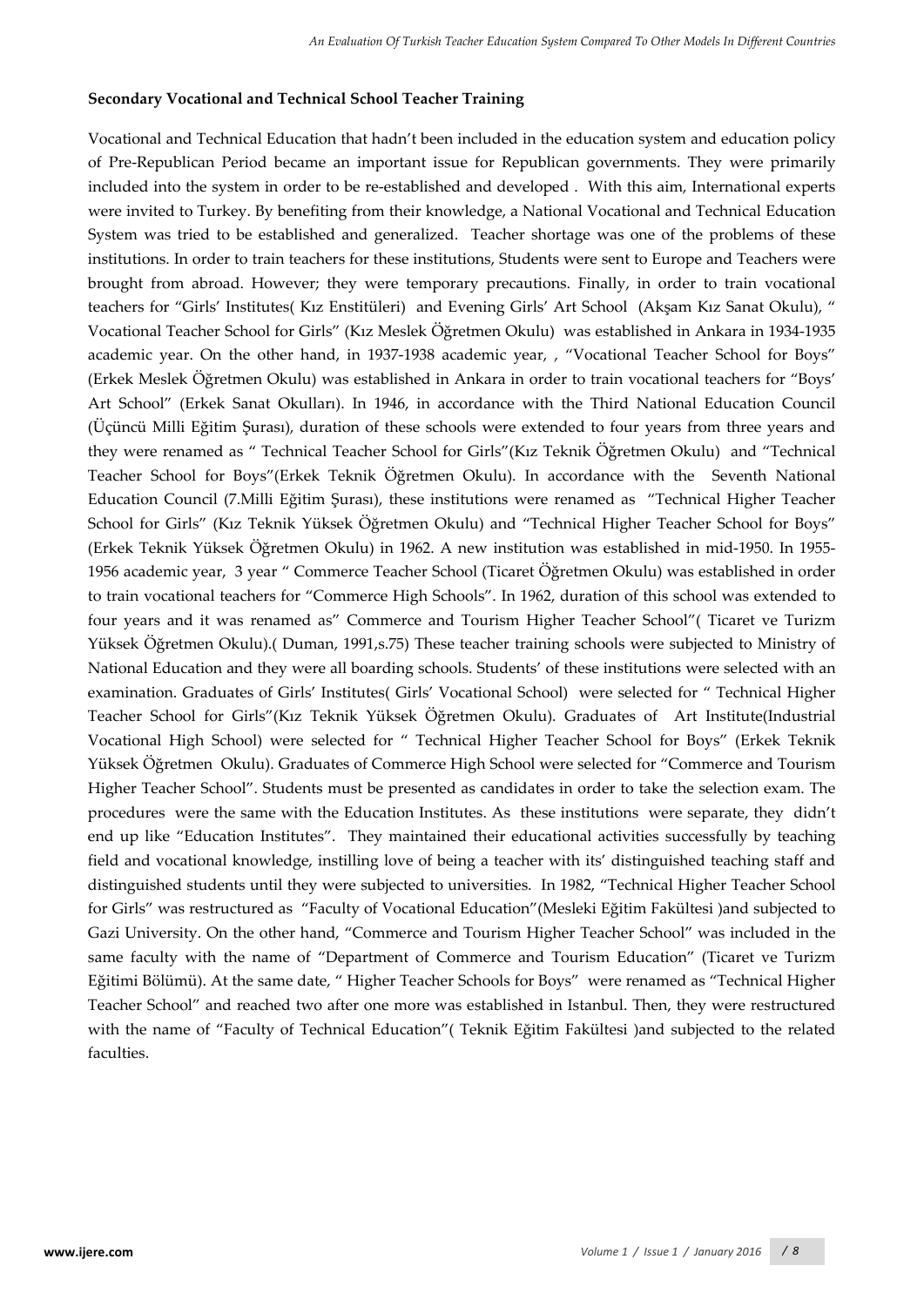**Secondary Vocational and Technical School Teacher Training**

Vocational and Technical Education that hadn't been included in the education system and education policy of Pre-Republican Period became an important issue for Republican governments. They were primarily included into the system in order to be re-established and developed . With this aim, International experts were invited to Turkey. By benefiting from their knowledge, a National Vocational and Technical Education System was tried to be established and generalized. Teacher shortage was one of the problems of these institutions. In order to train teachers for these institutions, Students were sent to Europe and Teachers were brought from abroad. However; they were temporary precautions. Finally, in order to train vocational teachers for "Girls' Institutes( Kız Enstitüleri) and Evening Girls' Art School (Akşam Kız Sanat Okulu), " Vocational Teacher School for Girls" (Kız Meslek Öğretmen Okulu) was established in Ankara in 1934-1935 academic year. On the other hand, in 1937-1938 academic year, , "Vocational Teacher School for Boys" (Erkek Meslek Öğretmen Okulu) was established in Ankara in order to train vocational teachers for "Boys' Art School" (Erkek Sanat Okulları). In 1946, in accordance with the Third National Education Council (Üçüncü Milli Eğitim Şurası), duration of these schools were extended to four years from three years and they were renamed as " Technical Teacher School for Girls"(Kız Teknik Öğretmen Okulu) and "Technical Teacher School for Boys"(Erkek Teknik Öğretmen Okulu). In accordance with the Seventh National Education Council (7.Milli Eğitim Şurası), these institutions were renamed as "Technical Higher Teacher School for Girls" (Kız Teknik Yüksek Öğretmen Okulu) and "Technical Higher Teacher School for Boys" (Erkek Teknik Yüksek Öğretmen Okulu) in 1962. A new institution was established in mid-1950. In 1955-1956 academic year, 3 year " Commerce Teacher School (Ticaret Öğretmen Okulu) was established in order to train vocational teachers for "Commerce High Schools". In 1962, duration of this school was extended to four years and it was renamed as" Commerce and Tourism Higher Teacher School"( Ticaret ve Turizm Yüksek Öğretmen Okulu).( Duman, 1991,s.75) These teacher training schools were subjected to Ministry of National Education and they were all boarding schools. Students' of these institutions were selected with an examination. Graduates of Girls' Institutes( Girls' Vocational School) were selected for " Technical Higher Teacher School for Girls"(Kız Teknik Yüksek Öğretmen Okulu). Graduates of Art Institute(Industrial Vocational High School) were selected for " Technical Higher Teacher School for Boys" (Erkek Teknik Yüksek Öğretmen Okulu). Graduates of Commerce High School were selected for "Commerce and Tourism Higher Teacher School". Students must be presented as candidates in order to take the selection exam. The procedures were the same with the Education Institutes. As these institutions were separate, they didn't end up like "Education Institutes". They maintained their educational activities successfully by teaching field and vocational knowledge, instilling love of being a teacher with its' distinguished teaching staff and distinguished students until they were subjected to universities. In 1982, "Technical Higher Teacher School for Girls" was restructured as "Faculty of Vocational Education"(Mesleki Eğitim Fakültesi )and subjected to Gazi University. On the other hand, "Commerce and Tourism Higher Teacher School" was included in the same faculty with the name of "Department of Commerce and Tourism Education" (Ticaret ve Turizm Eğitimi Bölümü). At the same date, " Higher Teacher Schools for Boys" were renamed as "Technical Higher Teacher School" and reached two after one more was established in Istanbul. Then, they were restructured with the name of "Faculty of Technical Education"( Teknik Eğitim Fakültesi )and subjected to the related faculties.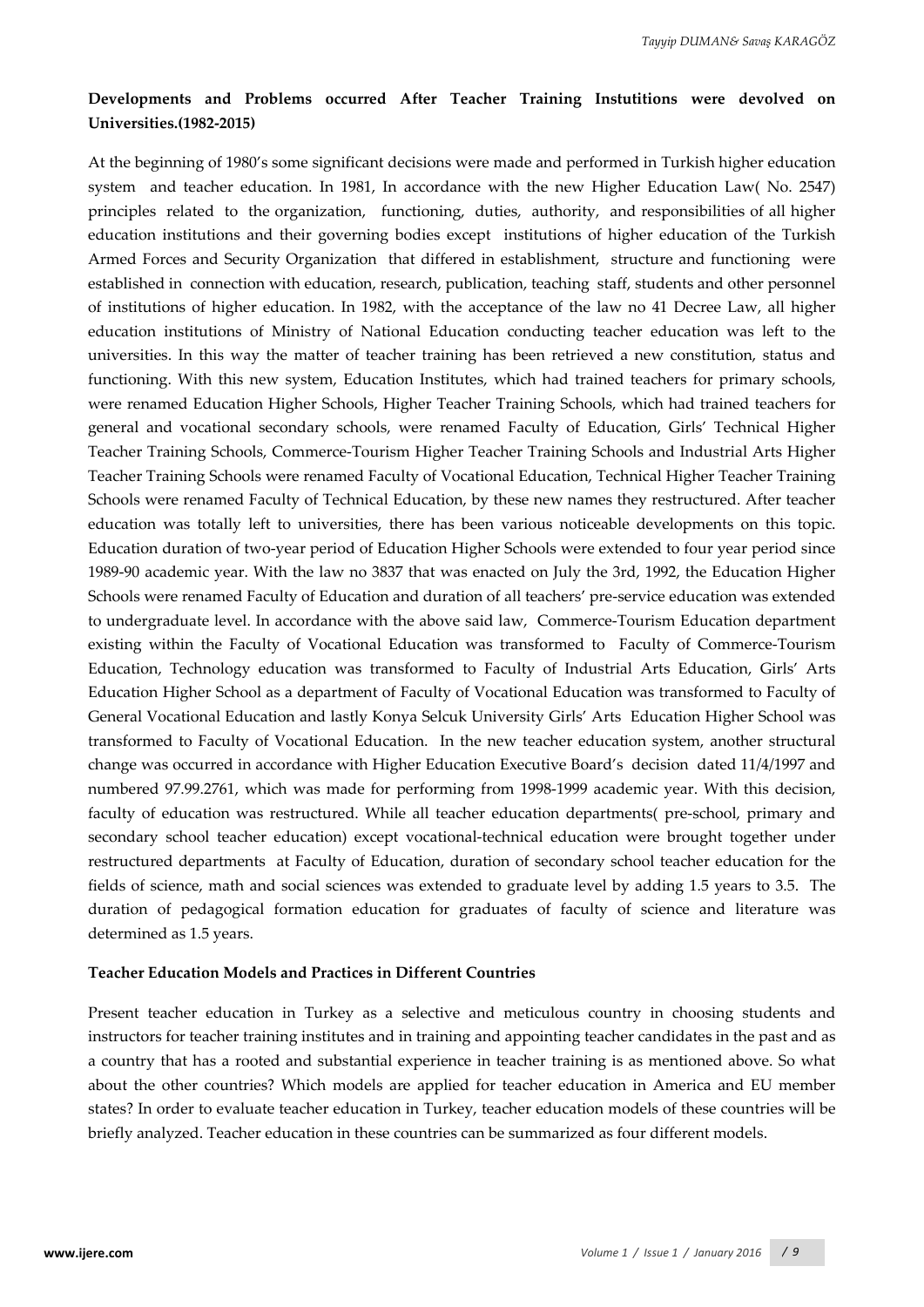**Developments and Problems occurred After Teacher Training Instutitions were devolved on Universities.(1982-2015)**

At the beginning of 1980's some significant decisions were made and performed in Turkish higher education system and teacher education. In 1981, In accordance with the new Higher Education Law( No. 2547) principles related to the organization, functioning, duties, authority, and responsibilities of all higher education institutions and their governing bodies except institutions of higher education of the Turkish Armed Forces and Security Organization that differed in establishment, structure and functioning were established in connection with education, research, publication, teaching staff, students and other personnel of institutions of higher education. In 1982, with the acceptance of the law no 41 Decree Law, all higher education institutions of Ministry of National Education conducting teacher education was left to the universities. In this way the matter of teacher training has been retrieved a new constitution, status and functioning. With this new system, Education Institutes, which had trained teachers for primary schools, were renamed Education Higher Schools, Higher Teacher Training Schools, which had trained teachers for general and vocational secondary schools, were renamed Faculty of Education, Girls' Technical Higher Teacher Training Schools, Commerce-Tourism Higher Teacher Training Schools and Industrial Arts Higher Teacher Training Schools were renamed Faculty of Vocational Education, Technical Higher Teacher Training Schools were renamed Faculty of Technical Education, by these new names they restructured. After teacher education was totally left to universities, there has been various noticeable developments on this topic. Education duration of two-year period of Education Higher Schools were extended to four year period since 1989-90 academic year. With the law no 3837 that was enacted on July the 3rd, 1992, the Education Higher Schools were renamed Faculty of Education and duration of all teachers' pre-service education was extended to undergraduate level. In accordance with the above said law, Commerce-Tourism Education department existing within the Faculty of Vocational Education was transformed to Faculty of Commerce-Tourism Education, Technology education was transformed to Faculty of Industrial Arts Education, Girls' Arts Education Higher School as a department of Faculty of Vocational Education was transformed to Faculty of General Vocational Education and lastly Konya Selcuk University Girls' Arts Education Higher School was transformed to Faculty of Vocational Education. In the new teacher education system, another structural change was occurred in accordance with Higher Education Executive Board's decision dated 11/4/1997 and numbered 97.99.2761, which was made for performing from 1998-1999 academic year. With this decision, faculty of education was restructured. While all teacher education departments( pre-school, primary and secondary school teacher education) except vocational-technical education were brought together under restructured departments at Faculty of Education, duration of secondary school teacher education for the fields of science, math and social sciences was extended to graduate level by adding 1.5 years to 3.5. The duration of pedagogical formation education for graduates of faculty of science and literature was determined as 1.5 years.

**Teacher Education Models and Practices in Different Countries**

Present teacher education in Turkey as a selective and meticulous country in choosing students and instructors for teacher training institutes and in training and appointing teacher candidates in the past and as a country that has a rooted and substantial experience in teacher training is as mentioned above. So what about the other countries? Which models are applied for teacher education in America and EU member states? In order to evaluate teacher education in Turkey, teacher education models of these countries will be briefly analyzed. Teacher education in these countries can be summarized as four different models.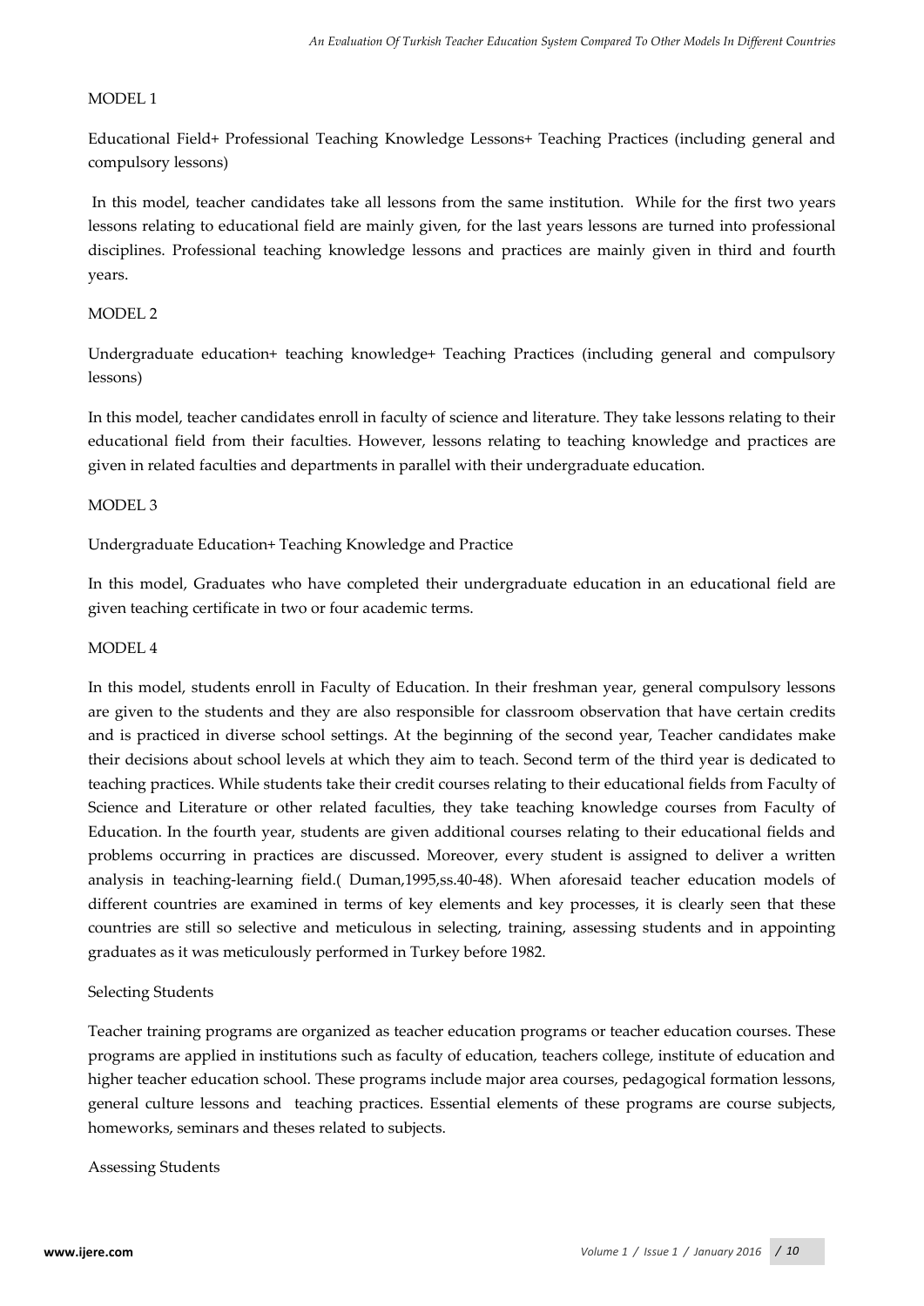MODEL 1

Educational Field+ Professional Teaching Knowledge Lessons+ Teaching Practices (including general and compulsory lessons)

In this model, teacher candidates take all lessons from the same institution. While for the first two years lessons relating to educational field are mainly given, for the last years lessons are turned into professional disciplines. Professional teaching knowledge lessons and practices are mainly given in third and fourth years.

MODEL 2

Undergraduate education+ teaching knowledge+ Teaching Practices (including general and compulsory lessons)

In this model, teacher candidates enroll in faculty of science and literature. They take lessons relating to their educational field from their faculties. However, lessons relating to teaching knowledge and practices are given in related faculties and departments in parallel with their undergraduate education.

MODEL 3

Undergraduate Education+ Teaching Knowledge and Practice

In this model, Graduates who have completed their undergraduate education in an educational field are given teaching certificate in two or four academic terms.

MODEL 4

In this model, students enroll in Faculty of Education. In their freshman year, general compulsory lessons are given to the students and they are also responsible for classroom observation that have certain credits and is practiced in diverse school settings. At the beginning of the second year, Teacher candidates make their decisions about school levels at which they aim to teach. Second term of the third year is dedicated to teaching practices. While students take their credit courses relating to their educational fields from Faculty of Science and Literature or other related faculties, they take teaching knowledge courses from Faculty of Education. In the fourth year, students are given additional courses relating to their educational fields and problems occurring in practices are discussed. Moreover, every student is assigned to deliver a written analysis in teaching-learning field.( Duman,1995,ss.40-48). When aforesaid teacher education models of different countries are examined in terms of key elements and key processes, it is clearly seen that these countries are still so selective and meticulous in selecting, training, assessing students and in appointing graduates as it was meticulously performed in Turkey before 1982.

Selecting Students

Teacher training programs are organized as teacher education programs or teacher education courses. These programs are applied in institutions such as faculty of education, teachers college, institute of education and higher teacher education school. These programs include major area courses, pedagogical formation lessons, general culture lessons and teaching practices. Essential elements of these programs are course subjects, homeworks, seminars and theses related to subjects.

Assessing Students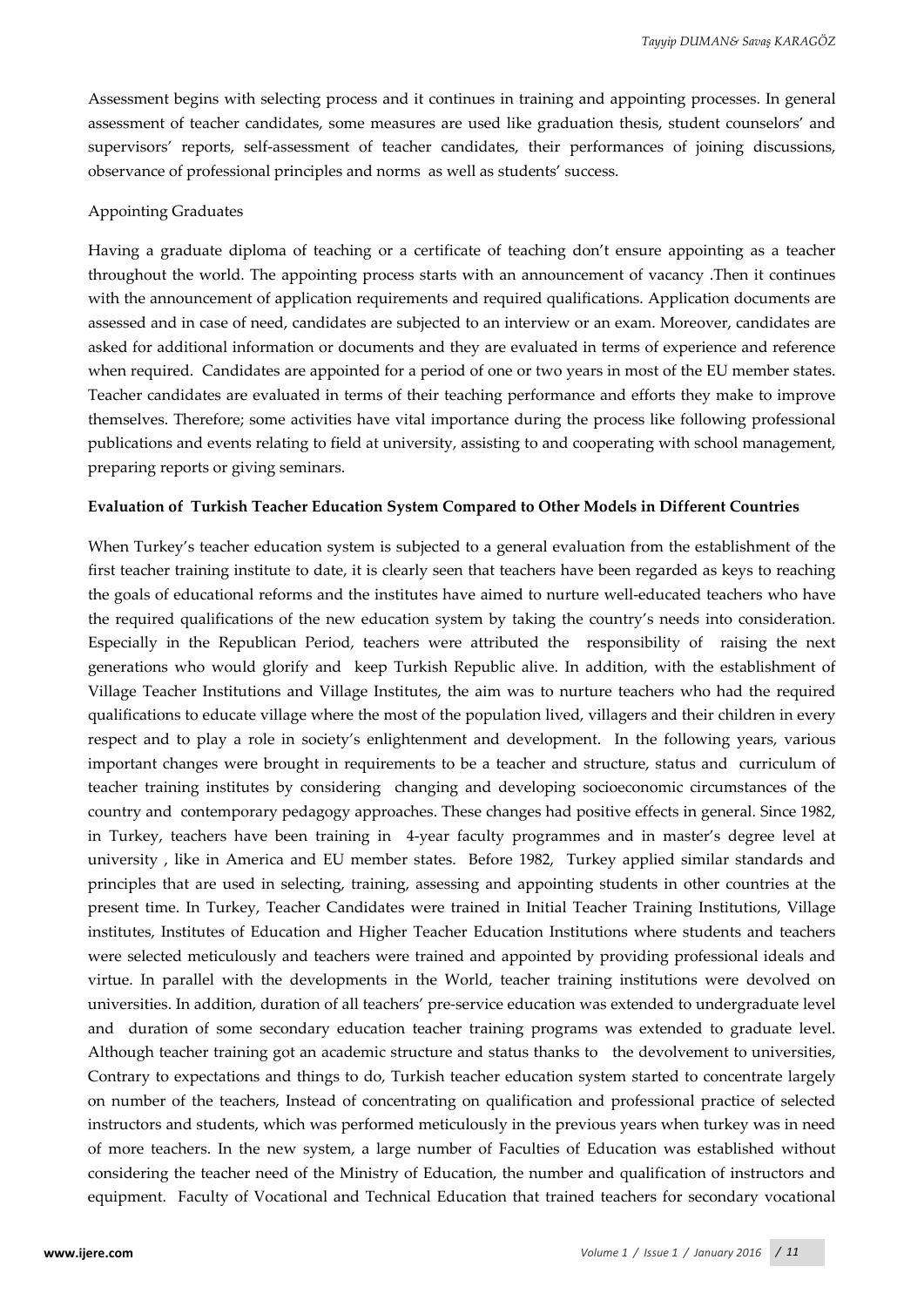Assessment begins with selecting process and it continues in training and appointing processes. In general assessment of teacher candidates, some measures are used like graduation thesis, student counselors' and supervisors' reports, self-assessment of teacher candidates, their performances of joining discussions, observance of professional principles and norms as well as students' success.

Appointing Graduates

Having a graduate diploma of teaching or a certificate of teaching don't ensure appointing as a teacher throughout the world. The appointing process starts with an announcement of vacancy .Then it continues with the announcement of application requirements and required qualifications. Application documents are assessed and in case of need, candidates are subjected to an interview or an exam. Moreover, candidates are asked for additional information or documents and they are evaluated in terms of experience and reference when required. Candidates are appointed for a period of one or two years in most of the EU member states. Teacher candidates are evaluated in terms of their teaching performance and efforts they make to improve themselves. Therefore; some activities have vital importance during the process like following professional publications and events relating to field at university, assisting to and cooperating with school management, preparing reports or giving seminars.

**Evaluation of Turkish Teacher Education System Compared to Other Models in Different Countries**

When Turkey's teacher education system is subjected to a general evaluation from the establishment of the first teacher training institute to date, it is clearly seen that teachers have been regarded as keys to reaching the goals of educational reforms and the institutes have aimed to nurture well-educated teachers who have the required qualifications of the new education system by taking the country's needs into consideration. Especially in the Republican Period, teachers were attributed the responsibility of raising the next generations who would glorify and keep Turkish Republic alive. In addition, with the establishment of Village Teacher Institutions and Village Institutes, the aim was to nurture teachers who had the required qualifications to educate village where the most of the population lived, villagers and their children in every respect and to play a role in society's enlightenment and development. In the following years, various important changes were brought in requirements to be a teacher and structure, status and curriculum of teacher training institutes by considering changing and developing socioeconomic circumstances of the country and contemporary pedagogy approaches. These changes had positive effects in general. Since 1982, in Turkey, teachers have been training in 4-year faculty programmes and in master's degree level at university , like in America and EU member states. Before 1982, Turkey applied similar standards and principles that are used in selecting, training, assessing and appointing students in other countries at the present time. In Turkey, Teacher Candidates were trained in Initial Teacher Training Institutions, Village institutes, Institutes of Education and Higher Teacher Education Institutions where students and teachers were selected meticulously and teachers were trained and appointed by providing professional ideals and virtue. In parallel with the developments in the World, teacher training institutions were devolved on universities. In addition, duration of all teachers' pre-service education was extended to undergraduate level and duration of some secondary education teacher training programs was extended to graduate level. Although teacher training got an academic structure and status thanks to the devolvement to universities, Contrary to expectations and things to do, Turkish teacher education system started to concentrate largely on number of the teachers, Instead of concentrating on qualification and professional practice of selected instructors and students, which was performed meticulously in the previous years when turkey was in need of more teachers. In the new system, a large number of Faculties of Education was established without considering the teacher need of the Ministry of Education, the number and qualification of instructors and equipment. Faculty of Vocational and Technical Education that trained teachers for secondary vocational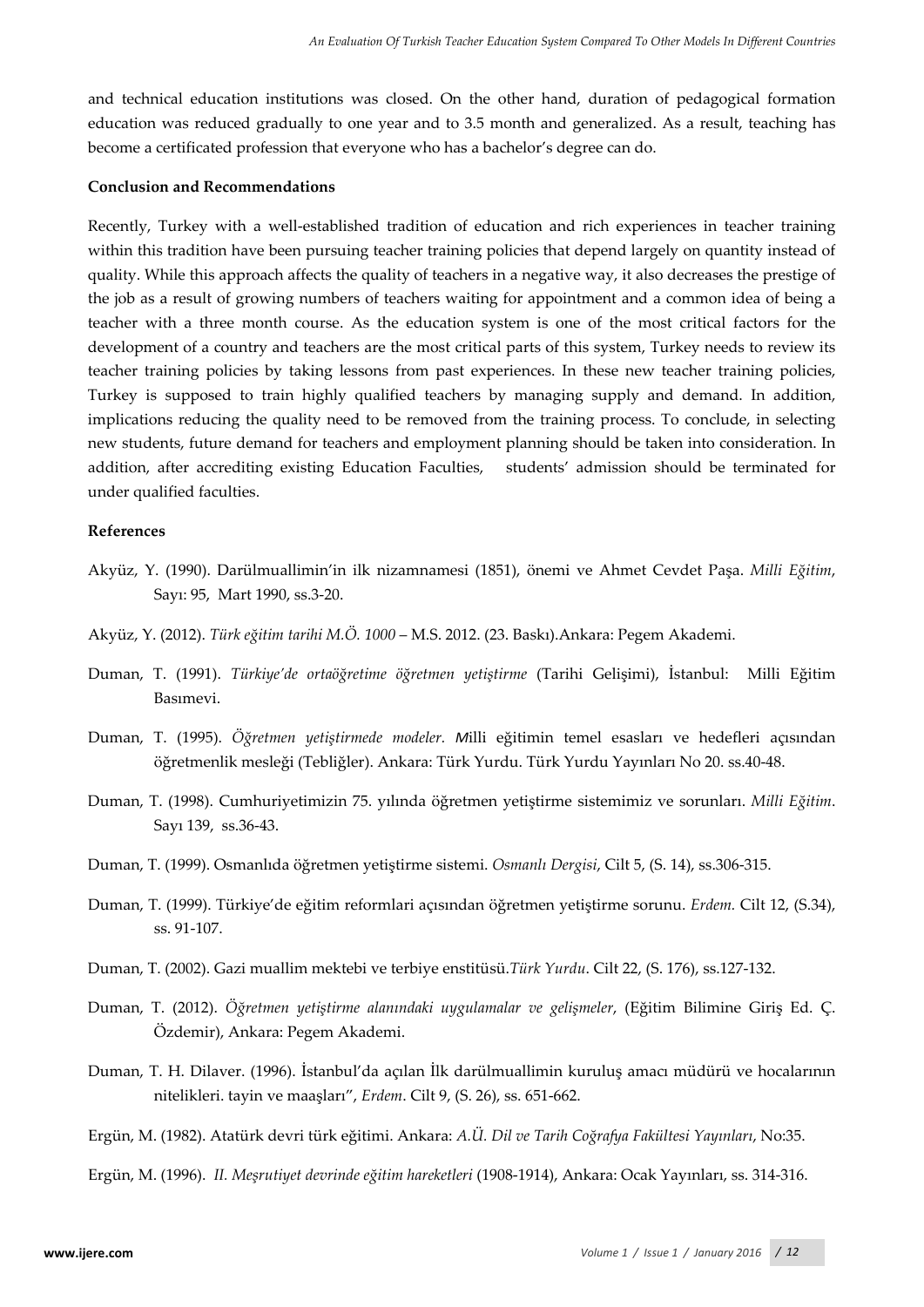and technical education institutions was closed. On the other hand, duration of pedagogical formation education was reduced gradually to one year and to 3.5 month and generalized. As a result, teaching has become a certificated profession that everyone who has a bachelor's degree can do.

**Conclusion and Recommendations**

Recently, Turkey with a well-established tradition of education and rich experiences in teacher training within this tradition have been pursuing teacher training policies that depend largely on quantity instead of quality. While this approach affects the quality of teachers in a negative way, it also decreases the prestige of the job as a result of growing numbers of teachers waiting for appointment and a common idea of being a teacher with a three month course. As the education system is one of the most critical factors for the development of a country and teachers are the most critical parts of this system, Turkey needs to review its teacher training policies by taking lessons from past experiences. In these new teacher training policies, Turkey is supposed to train highly qualified teachers by managing supply and demand. In addition, implications reducing the quality need to be removed from the training process. To conclude, in selecting new students, future demand for teachers and employment planning should be taken into consideration. In addition, after accrediting existing Education Faculties, students' admission should be terminated for under qualified faculties.

**References**

Akyüz, Y. (1990). Darülmuallimin'in ilk nizamnamesi (1851), önemi ve Ahmet Cevdet Paşa. *Milli Eğitim*, Sayı: 95, Mart 1990, ss.3-20.

Akyüz, Y. (2012). *Türk eğitim tarihi M.Ö. 1000* – M.S. 2012. (23. Baskı).Ankara: Pegem Akademi.

Duman, T. (1991). *Türkiye'de ortaöğretime öğretmen yetiştirme* (Tarihi Gelişimi), İstanbul: Milli Eğitim Basımevi.

Duman, T. (1995). *Öğretmen yetiştirmede modeler. M*illi eğitimin temel esasları ve hedefleri açısından öğretmenlik mesleği (Tebliğler). Ankara: Türk Yurdu. Türk Yurdu Yayınları No 20. ss.40-48.

Duman, T. (1998). Cumhuriyetimizin 75. yılında öğretmen yetiştirme sistemimiz ve sorunları. *Milli Eğitim*. Sayı 139, ss.36-43.

Duman, T. (1999). Osmanlıda öğretmen yetiştirme sistemi. *Osmanlı Dergisi*, Cilt 5, (S. 14), ss.306-315.

Duman, T. (1999). Türkiye'de eğitim reformlari açısından öğretmen yetiştirme sorunu. *Erdem.* Cilt 12, (S.34), ss. 91-107.

Duman, T. (2002). Gazi muallim mektebi ve terbiye enstitüsü.*Türk Yurdu*. Cilt 22, (S. 176), ss.127-132.

Duman, T. (2012). *Öğretmen yetiştirme alanındaki uygulamalar ve gelişmeler*, (Eğitim Bilimine Giriş Ed. Ç. Özdemir), Ankara: Pegem Akademi.

Duman, T. H. Dilaver. (1996). İstanbul'da açılan İlk darülmuallimin kuruluş amacı müdürü ve hocalarının nitelikleri. tayin ve maaşları", *Erdem*. Cilt 9, (S. 26), ss. 651-662.

Ergün, M. (1982). Atatürk devri türk eğitimi. Ankara: *A.Ü. Dil ve Tarih Coğrafya Fakültesi Yayınları*, No:35.

Ergün, M. (1996). *II. Meşrutiyet devrinde eğitim hareketleri* (1908-1914), Ankara: Ocak Yayınları, ss. 314-316.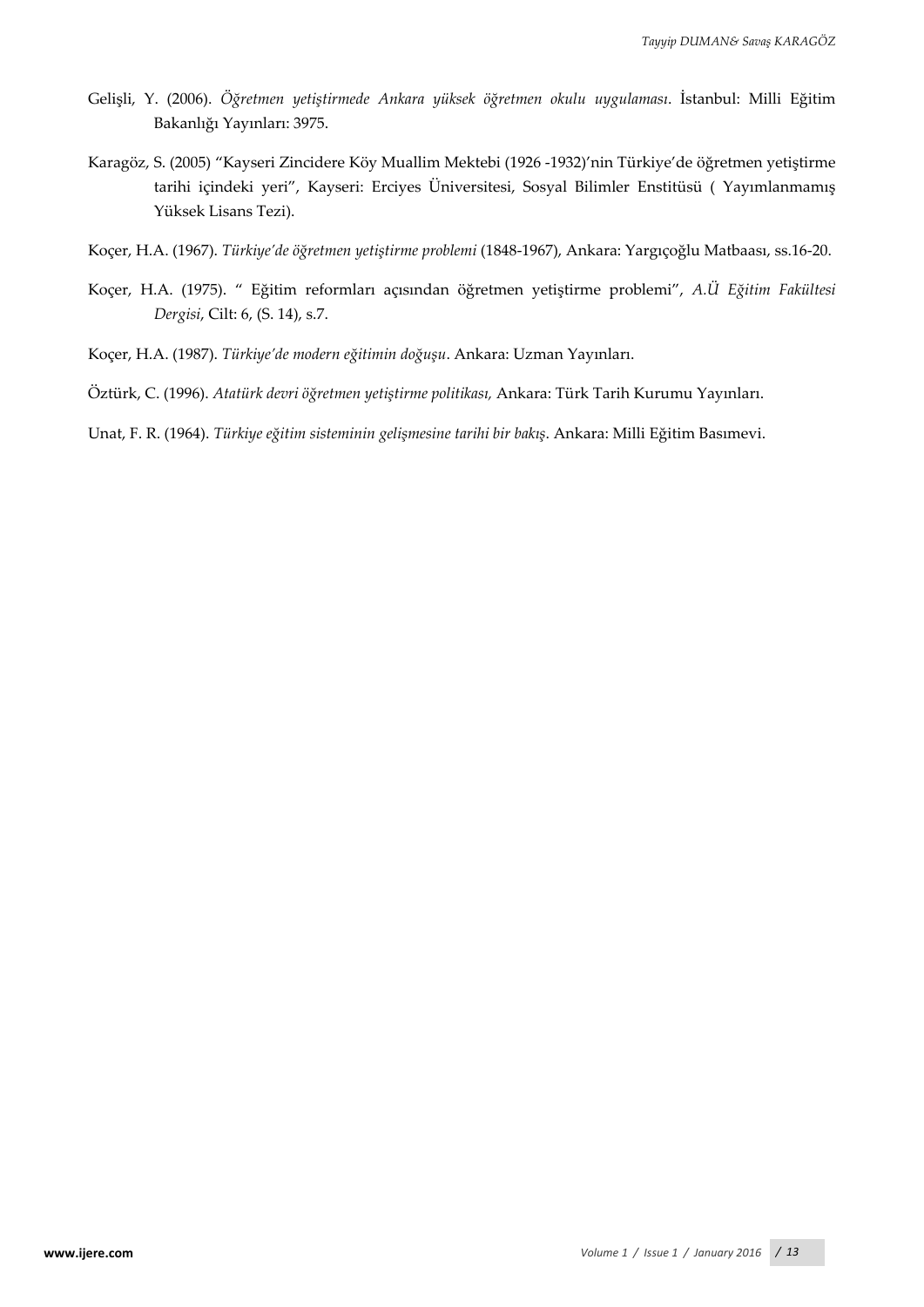Gelişli, Y. (2006). *Öğretmen yetiştirmede Ankara yüksek öğretmen okulu uygulaması*. İstanbul: Milli Eğitim Bakanlığı Yayınları: 3975.

Karagöz, S. (2005) "Kayseri Zincidere Köy Muallim Mektebi (1926 -1932)'nin Türkiye'de öğretmen yetiştirme tarihi içindeki yeri", Kayseri: Erciyes Üniversitesi, Sosyal Bilimler Enstitüsü ( Yayımlanmamış Yüksek Lisans Tezi).

Koçer, H.A. (1967). *Türkiye'de öğretmen yetiştirme problemi* (1848-1967), Ankara: Yargıçoğlu Matbaası, ss.16-20.

Koçer, H.A. (1975). " Eğitim reformları açısından öğretmen yetiştirme problemi", *A.Ü Eğitim Fakültesi Dergisi*, Cilt: 6, (S. 14), s.7.

Koçer, H.A. (1987). *Türkiye'de modern eğitimin doğuşu*. Ankara: Uzman Yayınları.

Öztürk, C. (1996). *Atatürk devri öğretmen yetiştirme politikası,* Ankara: Türk Tarih Kurumu Yayınları.

Unat, F. R. (1964). *Türkiye eğitim sisteminin gelişmesine tarihi bir bakış*. Ankara: Milli Eğitim Basımevi.